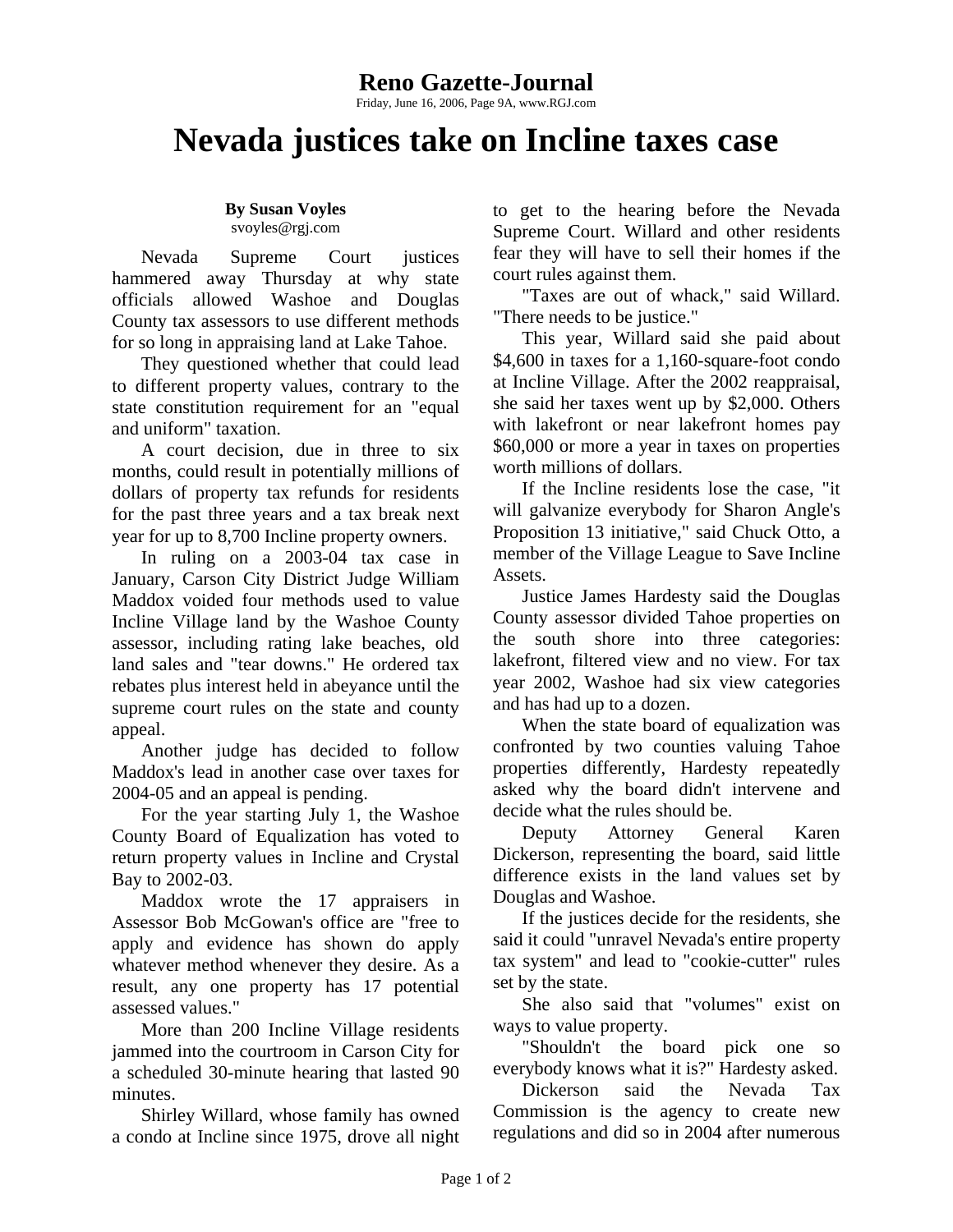**Reno Gazette-Journal**

Friday, June 16, 2006, Page 9A, www.RGJ.com

# Nevada justices take on Incline taxes case

**By Susan Voyles**
svoyles@rgj.com

Nevada Supreme Court justices hammered away Thursday at why state officials allowed Washoe and Douglas County tax assessors to use different methods for so long in appraising land at Lake Tahoe.

They questioned whether that could lead to different property values, contrary to the state constitution requirement for an "equal and uniform" taxation.

A court decision, due in three to six months, could result in potentially millions of dollars of property tax refunds for residents for the past three years and a tax break next year for up to 8,700 Incline property owners.

In ruling on a 2003-04 tax case in January, Carson City District Judge William Maddox voided four methods used to value Incline Village land by the Washoe County assessor, including rating lake beaches, old land sales and "tear downs." He ordered tax rebates plus interest held in abeyance until the supreme court rules on the state and county appeal.

Another judge has decided to follow Maddox's lead in another case over taxes for 2004-05 and an appeal is pending.

For the year starting July 1, the Washoe County Board of Equalization has voted to return property values in Incline and Crystal Bay to 2002-03.

Maddox wrote the 17 appraisers in Assessor Bob McGowan's office are "free to apply and evidence has shown do apply whatever method whenever they desire. As a result, any one property has 17 potential assessed values."

More than 200 Incline Village residents jammed into the courtroom in Carson City for a scheduled 30-minute hearing that lasted 90 minutes.

Shirley Willard, whose family has owned a condo at Incline since 1975, drove all night to get to the hearing before the Nevada Supreme Court. Willard and other residents fear they will have to sell their homes if the court rules against them.

"Taxes are out of whack," said Willard. "There needs to be justice."

This year, Willard said she paid about $4,600 in taxes for a 1,160-square-foot condo at Incline Village. After the 2002 reappraisal, she said her taxes went up by $2,000. Others with lakefront or near lakefront homes pay $60,000 or more a year in taxes on properties worth millions of dollars.

If the Incline residents lose the case, "it will galvanize everybody for Sharon Angle's Proposition 13 initiative," said Chuck Otto, a member of the Village League to Save Incline Assets.

Justice James Hardesty said the Douglas County assessor divided Tahoe properties on the south shore into three categories: lakefront, filtered view and no view. For tax year 2002, Washoe had six view categories and has had up to a dozen.

When the state board of equalization was confronted by two counties valuing Tahoe properties differently, Hardesty repeatedly asked why the board didn't intervene and decide what the rules should be.

Deputy Attorney General Karen Dickerson, representing the board, said little difference exists in the land values set by Douglas and Washoe.

If the justices decide for the residents, she said it could "unravel Nevada's entire property tax system" and lead to "cookie-cutter" rules set by the state.

She also said that "volumes" exist on ways to value property.

"Shouldn't the board pick one so everybody knows what it is?" Hardesty asked.

Dickerson said the Nevada Tax Commission is the agency to create new regulations and did so in 2004 after numerous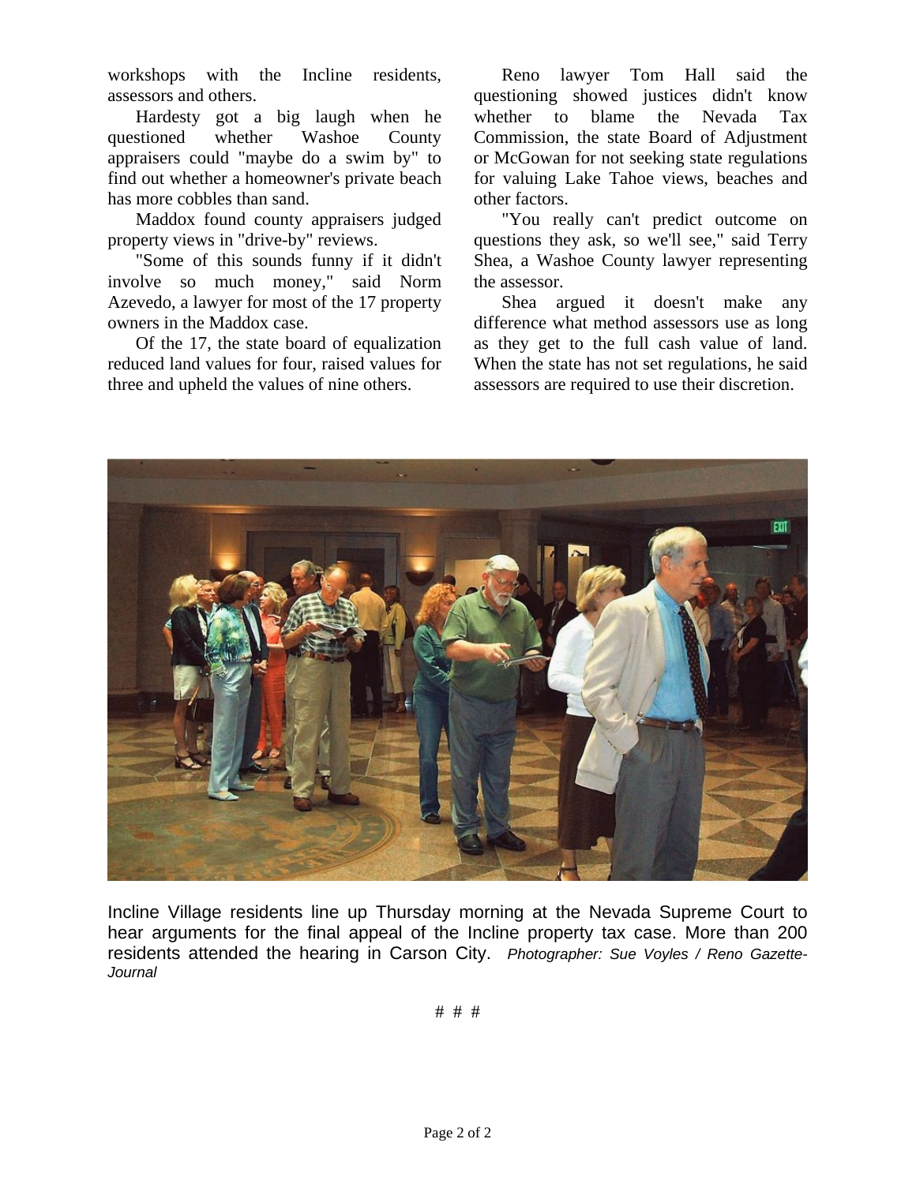workshops with the Incline residents, assessors and others.

Hardesty got a big laugh when he questioned whether Washoe County appraisers could "maybe do a swim by" to find out whether a homeowner's private beach has more cobbles than sand.

Maddox found county appraisers judged property views in "drive-by" reviews.

"Some of this sounds funny if it didn't involve so much money," said Norm Azevedo, a lawyer for most of the 17 property owners in the Maddox case.

Of the 17, the state board of equalization reduced land values for four, raised values for three and upheld the values of nine others.

Reno lawyer Tom Hall said the questioning showed justices didn't know whether to blame the Nevada Tax Commission, the state Board of Adjustment or McGowan for not seeking state regulations for valuing Lake Tahoe views, beaches and other factors.

"You really can't predict outcome on questions they ask, so we'll see," said Terry Shea, a Washoe County lawyer representing the assessor.

Shea argued it doesn't make any difference what method assessors use as long as they get to the full cash value of land. When the state has not set regulations, he said assessors are required to use their discretion.

Incline Village residents line up Thursday morning at the Nevada Supreme Court to hear arguments for the final appeal of the Incline property tax case. More than 200 residents attended the hearing in Carson City. *Photographer: Sue Voyles / Reno Gazette-Journal*

# # #